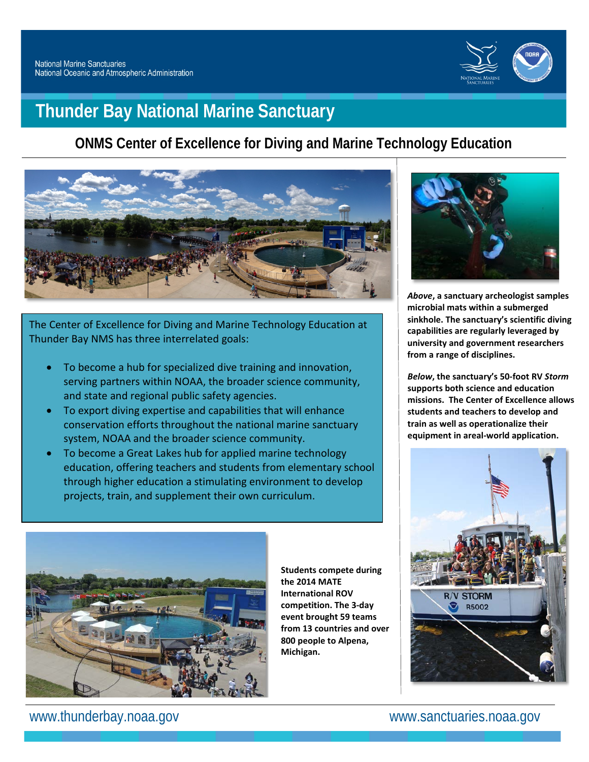National Marine Sanctuaries
National Oceanic and Atmospheric Administration

# Thunder Bay National Marine Sanctuary

## ONMS Center of Excellence for Diving and Marine Technology Education

The Center of Excellence for Diving and Marine Technology Education at Thunder Bay NMS has three interrelated goals:

- To become a hub for specialized dive training and innovation, serving partners within NOAA, the broader science community, and state and regional public safety agencies.
- To export diving expertise and capabilities that will enhance conservation efforts throughout the national marine sanctuary system, NOAA and the broader science community.
- To become a Great Lakes hub for applied marine technology education, offering teachers and students from elementary school through higher education a stimulating environment to develop projects, train, and supplement their own curriculum.

**Students compete during the 2014 MATE International ROV competition. The 3-day event brought 59 teams from 13 countries and over 800 people to Alpena, Michigan.**

***Above*, a sanctuary archeologist samples microbial mats within a submerged sinkhole. The sanctuary's scientific diving capabilities are regularly leveraged by university and government researchers from a range of disciplines.**

***Below*, the sanctuary's 50-foot RV *Storm* supports both science and education missions. The Center of Excellence allows students and teachers to develop and train as well as operationalize their equipment in areal-world application.**

www.thunderbay.noaa.gov www.sanctuaries.noaa.gov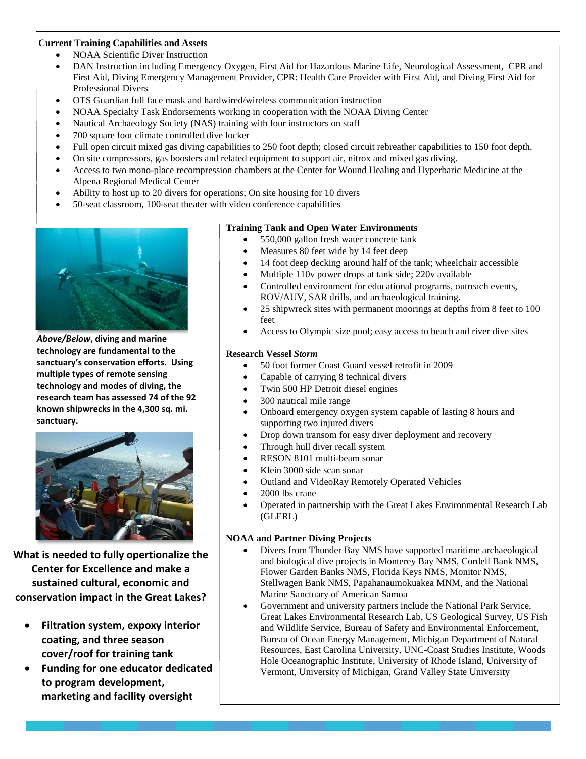**Current Training Capabilities and Assets**

- NOAA Scientific Diver Instruction
- DAN Instruction including Emergency Oxygen, First Aid for Hazardous Marine Life, Neurological Assessment, CPR and First Aid, Diving Emergency Management Provider, CPR: Health Care Provider with First Aid, and Diving First Aid for Professional Divers
- OTS Guardian full face mask and hardwired/wireless communication instruction
- NOAA Specialty Task Endorsements working in cooperation with the NOAA Diving Center
- Nautical Archaeology Society (NAS) training with four instructors on staff
- 700 square foot climate controlled dive locker
- Full open circuit mixed gas diving capabilities to 250 foot depth; closed circuit rebreather capabilities to 150 foot depth.
- On site compressors, gas boosters and related equipment to support air, nitrox and mixed gas diving.
- Access to two mono-place recompression chambers at the Center for Wound Healing and Hyperbaric Medicine at the Alpena Regional Medical Center
- Ability to host up to 20 divers for operations; On site housing for 10 divers
- 50-seat classroom, 100-seat theater with video conference capabilities

***Above/Below*, diving and marine technology are fundamental to the sanctuary's conservation efforts. Using multiple types of remote sensing technology and modes of diving, the research team has assessed 74 of the 92 known shipwrecks in the 4,300 sq. mi. sanctuary.**

**What is needed to fully opertionalize the Center for Excellence and make a sustained cultural, economic and conservation impact in the Great Lakes?**

- **Filtration system, expoxy interior coating, and three season cover/roof for training tank**
- **Funding for one educator dedicated to program development, marketing and facility oversight**

**Training Tank and Open Water Environments**

- 550,000 gallon fresh water concrete tank
- Measures 80 feet wide by 14 feet deep
- 14 foot deep decking around half of the tank; wheelchair accessible
- Multiple 110v power drops at tank side; 220v available
- Controlled environment for educational programs, outreach events, ROV/AUV, SAR drills, and archaeological training.
- 25 shipwreck sites with permanent moorings at depths from 8 feet to 100 feet
- Access to Olympic size pool; easy access to beach and river dive sites

**Research Vessel *Storm***

- 50 foot former Coast Guard vessel retrofit in 2009
- Capable of carrying 8 technical divers
- Twin 500 HP Detroit diesel engines
- 300 nautical mile range
- Onboard emergency oxygen system capable of lasting 8 hours and supporting two injured divers
- Drop down transom for easy diver deployment and recovery
- Through hull diver recall system
- RESON 8101 multi-beam sonar
- Klein 3000 side scan sonar
- Outland and VideoRay Remotely Operated Vehicles
- 2000 lbs crane
- Operated in partnership with the Great Lakes Environmental Research Lab (GLERL)

**NOAA and Partner Diving Projects**

- Divers from Thunder Bay NMS have supported maritime archaeological and biological dive projects in Monterey Bay NMS, Cordell Bank NMS, Flower Garden Banks NMS, Florida Keys NMS, Monitor NMS, Stellwagen Bank NMS, Papahanaumokuakea MNM, and the National Marine Sanctuary of American Samoa
- Government and university partners include the National Park Service, Great Lakes Environmental Research Lab, US Geological Survey, US Fish and Wildlife Service, Bureau of Safety and Environmental Enforcement, Bureau of Ocean Energy Management, Michigan Department of Natural Resources, East Carolina University, UNC-Coast Studies Institute, Woods Hole Oceanographic Institute, University of Rhode Island, University of Vermont, University of Michigan, Grand Valley State University